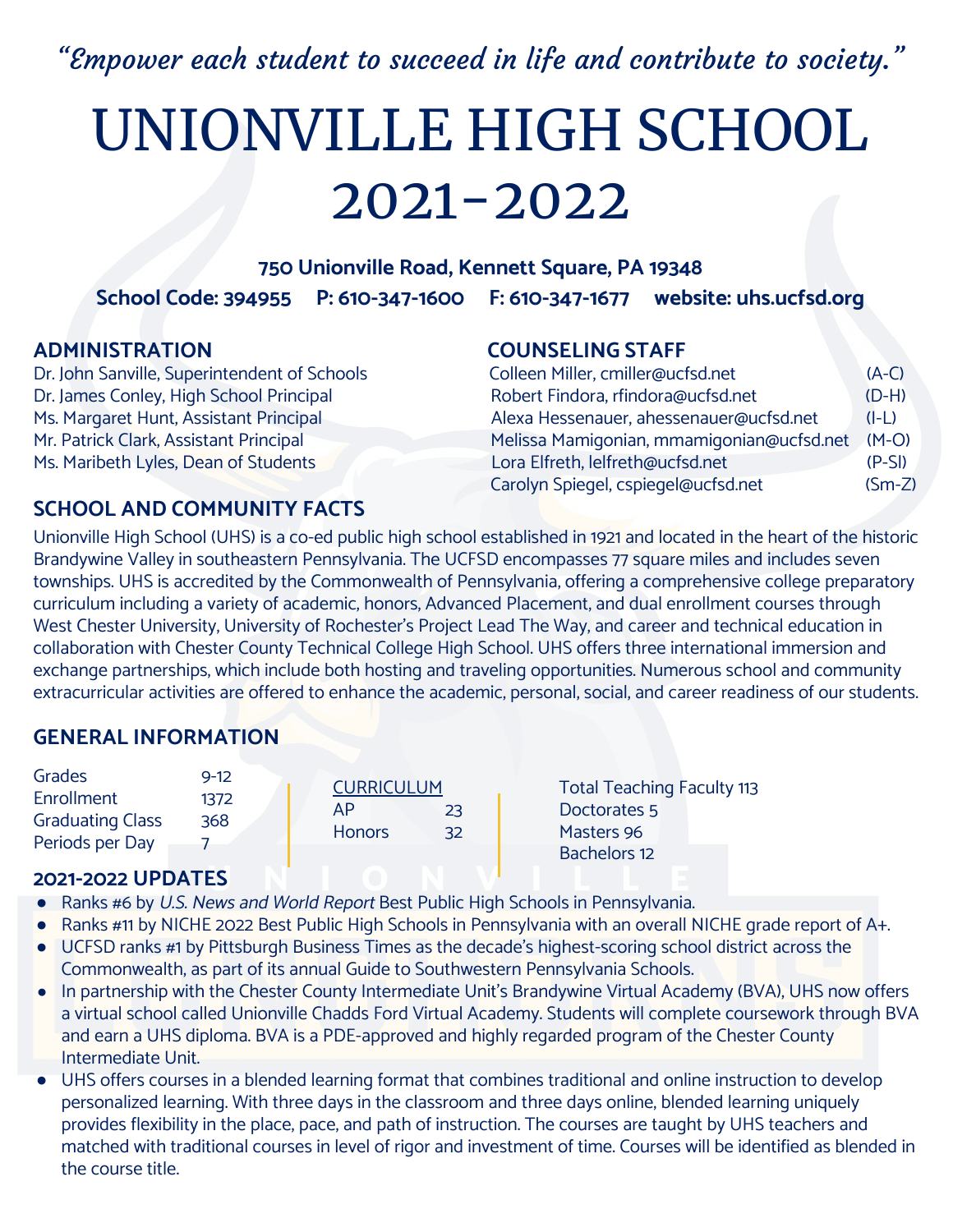*"Empower each student to succeed in life and contribute to society."*

# UNIONVILLE HIGH SCHOOL 2021-2022

**750 Unionville Road, Kennett Square, PA 19348**

**School Code: 394955 P: 610-347-1600 F: 610-347-1677 website: uhs.ucfsd.org**

## ADMINISTRATION

Dr. John Sanville, Superintendent of Schools
Dr. James Conley, High School Principal
Ms. Margaret Hunt, Assistant Principal
Mr. Patrick Clark, Assistant Principal
Ms. Maribeth Lyles, Dean of Students

## COUNSELING STAFF

| | |
|---|---|
| Colleen Miller, cmiller@ucfsd.net | (A-C) |
| Robert Findora, rfindora@ucfsd.net | (D-H) |
| Alexa Hessenauer, ahessenauer@ucfsd.net | (I-L) |
| Melissa Mamigonian, mmamigonian@ucfsd.net | (M-O) |
| Lora Elfreth, lelfreth@ucfsd.net | (P-Sl) |
| Carolyn Spiegel, cspiegel@ucfsd.net | (Sm-Z) |

## SCHOOL AND COMMUNITY FACTS

Unionville High School (UHS) is a co-ed public high school established in 1921 and located in the heart of the historic Brandywine Valley in southeastern Pennsylvania. The UCFSD encompasses 77 square miles and includes seven townships. UHS is accredited by the Commonwealth of Pennsylvania, offering a comprehensive college preparatory curriculum including a variety of academic, honors, Advanced Placement, and dual enrollment courses through West Chester University, University of Rochester's Project Lead The Way, and career and technical education in collaboration with Chester County Technical College High School. UHS offers three international immersion and exchange partnerships, which include both hosting and traveling opportunities. Numerous school and community extracurricular activities are offered to enhance the academic, personal, social, and career readiness of our students.

## GENERAL INFORMATION

| | |
|---|---|
| Grades | 9-12 |
| Enrollment | 1372 |
| Graduating Class | 368 |
| Periods per Day | 7 |

| CURRICULUM | |
|---|---|
| AP | 23 |
| Honors | 32 |

Total Teaching Faculty 113
Doctorates 5
Masters 96
Bachelors 12

## 2021-2022 UPDATES

- Ranks #6 by *U.S. News and World Report* Best Public High Schools in Pennsylvania.
- Ranks #11 by NICHE 2022 Best Public High Schools in Pennsylvania with an overall NICHE grade report of A+.
- UCFSD ranks #1 by Pittsburgh Business Times as the decade's highest-scoring school district across the Commonwealth, as part of its annual Guide to Southwestern Pennsylvania Schools.
- In partnership with the Chester County Intermediate Unit's Brandywine Virtual Academy (BVA), UHS now offers a virtual school called Unionville Chadds Ford Virtual Academy. Students will complete coursework through BVA and earn a UHS diploma. BVA is a PDE-approved and highly regarded program of the Chester County Intermediate Unit.
- UHS offers courses in a blended learning format that combines traditional and online instruction to develop personalized learning. With three days in the classroom and three days online, blended learning uniquely provides flexibility in the place, pace, and path of instruction. The courses are taught by UHS teachers and matched with traditional courses in level of rigor and investment of time. Courses will be identified as blended in the course title.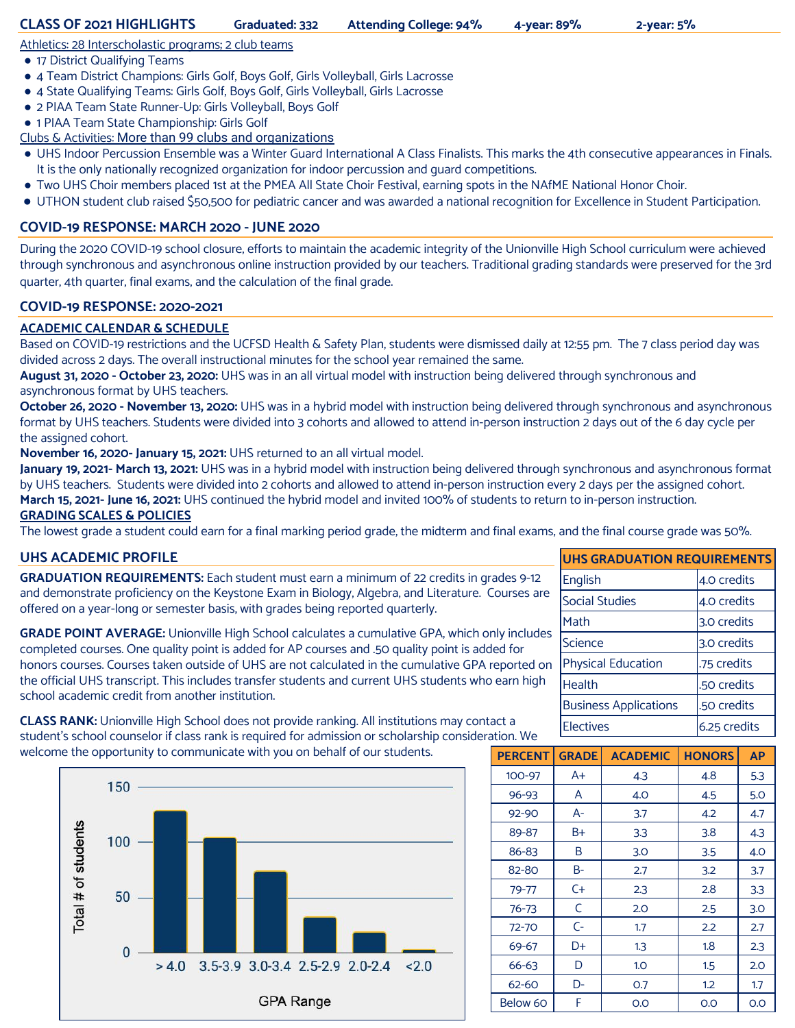## CLASS OF 2021 HIGHLIGHTS

**Graduated: 332** **Attending College: 94%** **4-year: 89%** **2-year: 5%**

Athletics: 28 Interscholastic programs; 2 club teams

- 17 District Qualifying Teams
- 4 Team District Champions: Girls Golf, Boys Golf, Girls Volleyball, Girls Lacrosse
- 4 State Qualifying Teams: Girls Golf, Boys Golf, Girls Volleyball, Girls Lacrosse
- 2 PIAA Team State Runner-Up: Girls Volleyball, Boys Golf
- 1 PIAA Team State Championship: Girls Golf

Clubs & Activities: More than 99 clubs and organizations

- UHS Indoor Percussion Ensemble was a Winter Guard International A Class Finalists. This marks the 4th consecutive appearances in Finals. It is the only nationally recognized organization for indoor percussion and guard competitions.
- Two UHS Choir members placed 1st at the PMEA All State Choir Festival, earning spots in the NAfME National Honor Choir.
- UTHON student club raised $50,500 for pediatric cancer and was awarded a national recognition for Excellence in Student Participation.

## COVID-19 RESPONSE: MARCH 2020 - JUNE 2020

During the 2020 COVID-19 school closure, efforts to maintain the academic integrity of the Unionville High School curriculum were achieved through synchronous and asynchronous online instruction provided by our teachers. Traditional grading standards were preserved for the 3rd quarter, 4th quarter, final exams, and the calculation of the final grade.

## COVID-19 RESPONSE: 2020-2021

### ACADEMIC CALENDAR & SCHEDULE

Based on COVID-19 restrictions and the UCFSD Health & Safety Plan, students were dismissed daily at 12:55 pm. The 7 class period day was divided across 2 days. The overall instructional minutes for the school year remained the same.

**August 31, 2020 - October 23, 2020:** UHS was in an all virtual model with instruction being delivered through synchronous and asynchronous format by UHS teachers.

**October 26, 2020 - November 13, 2020:** UHS was in a hybrid model with instruction being delivered through synchronous and asynchronous format by UHS teachers. Students were divided into 3 cohorts and allowed to attend in-person instruction 2 days out of the 6 day cycle per the assigned cohort.

**November 16, 2020- January 15, 2021:** UHS returned to an all virtual model.

**January 19, 2021- March 13, 2021:** UHS was in a hybrid model with instruction being delivered through synchronous and asynchronous format by UHS teachers. Students were divided into 2 cohorts and allowed to attend in-person instruction every 2 days per the assigned cohort.

**March 15, 2021- June 16, 2021:** UHS continued the hybrid model and invited 100% of students to return to in-person instruction.

### GRADING SCALES & POLICIES

The lowest grade a student could earn for a final marking period grade, the midterm and final exams, and the final course grade was 50%.

## UHS ACADEMIC PROFILE

**GRADUATION REQUIREMENTS:** Each student must earn a minimum of 22 credits in grades 9-12 and demonstrate proficiency on the Keystone Exam in Biology, Algebra, and Literature. Courses are offered on a year-long or semester basis, with grades being reported quarterly.

**GRADE POINT AVERAGE:** Unionville High School calculates a cumulative GPA, which only includes completed courses. One quality point is added for AP courses and .50 quality point is added for honors courses. Courses taken outside of UHS are not calculated in the cumulative GPA reported on the official UHS transcript. This includes transfer students and current UHS students who earn high school academic credit from another institution.

**CLASS RANK:** Unionville High School does not provide ranking. All institutions may contact a student's school counselor if class rank is required for admission or scholarship consideration. We welcome the opportunity to communicate with you on behalf of our students.

| UHS GRADUATION REQUIREMENTS | |
|---|---|
| English | 4.0 credits |
| Social Studies | 4.0 credits |
| Math | 3.0 credits |
| Science | 3.0 credits |
| Physical Education | .75 credits |
| Health | .50 credits |
| Business Applications | .50 credits |
| Electives | 6.25 credits |

| GPA Range | > 4.0 | 3.5-3.9 | 3.0-3.4 | 2.5-2.9 | 2.0-2.4 | <2.0 |
|---|---|---|---|---|---|---|
| Total # of students (approx.) | 128 | 104 | 73 | 32 | 18 | 2 |

| PERCENT | GRADE | ACADEMIC | HONORS | AP |
|---|---|---|---|---|
| 100-97 | A+ | 4.3 | 4.8 | 5.3 |
| 96-93 | A | 4.0 | 4.5 | 5.0 |
| 92-90 | A- | 3.7 | 4.2 | 4.7 |
| 89-87 | B+ | 3.3 | 3.8 | 4.3 |
| 86-83 | B | 3.0 | 3.5 | 4.0 |
| 82-80 | B- | 2.7 | 3.2 | 3.7 |
| 79-77 | C+ | 2.3 | 2.8 | 3.3 |
| 76-73 | C | 2.0 | 2.5 | 3.0 |
| 72-70 | C- | 1.7 | 2.2 | 2.7 |
| 69-67 | D+ | 1.3 | 1.8 | 2.3 |
| 66-63 | D | 1.0 | 1.5 | 2.0 |
| 62-60 | D- | 0.7 | 1.2 | 1.7 |
| Below 60 | F | 0.0 | 0.0 | 0.0 |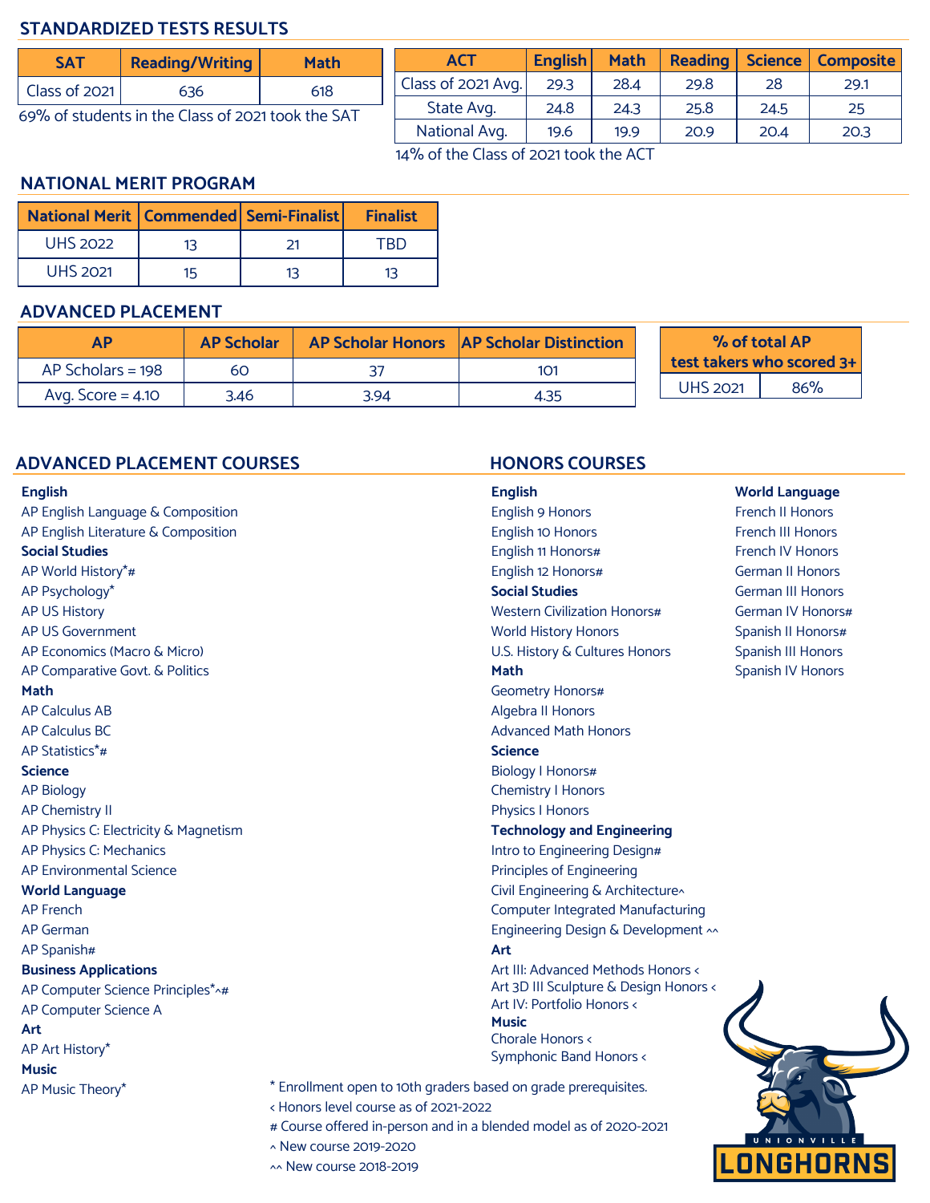## STANDARDIZED TESTS RESULTS

| SAT | Reading/Writing | Math |
|---|---|---|
| Class of 2021 | 636 | 618 |

69% of students in the Class of 2021 took the SAT

| ACT | English | Math | Reading | Science | Composite |
|---|---|---|---|---|---|
| Class of 2021 Avg. | 29.3 | 28.4 | 29.8 | 28 | 29.1 |
| State Avg. | 24.8 | 24.3 | 25.8 | 24.5 | 25 |
| National Avg. | 19.6 | 19.9 | 20.9 | 20.4 | 20.3 |

14% of the Class of 2021 took the ACT

## NATIONAL MERIT PROGRAM

| National Merit | Commended | Semi-Finalist | Finalist |
|---|---|---|---|
| UHS 2022 | 13 | 21 | TBD |
| UHS 2021 | 15 | 13 | 13 |

## ADVANCED PLACEMENT

| AP | AP Scholar | AP Scholar Honors | AP Scholar Distinction |
|---|---|---|---|
| AP Scholars = 198 | 60 | 37 | 101 |
| Avg. Score = 4.10 | 3.46 | 3.94 | 4.35 |

| % of total AP test takers who scored 3+ | |
|---|---|
| UHS 2021 | 86% |

## ADVANCED PLACEMENT COURSES

**English**
- AP English Language & Composition
- AP English Literature & Composition

**Social Studies**
- AP World History*#
- AP Psychology*
- AP US History
- AP US Government
- AP Economics (Macro & Micro)
- AP Comparative Govt. & Politics

**Math**
- AP Calculus AB
- AP Calculus BC
- AP Statistics*#

**Science**
- AP Biology
- AP Chemistry II
- AP Physics C: Electricity & Magnetism
- AP Physics C: Mechanics
- AP Environmental Science

**World Language**
- AP French
- AP German
- AP Spanish#

**Business Applications**
- AP Computer Science Principles*^#
- AP Computer Science A

**Art**
- AP Art History*

**Music**
- AP Music Theory*

## HONORS COURSES

**English**
- English 9 Honors
- English 10 Honors
- English 11 Honors#
- English 12 Honors#

**Social Studies**
- Western Civilization Honors#
- World History Honors
- U.S. History & Cultures Honors

**Math**
- Geometry Honors#
- Algebra II Honors
- Advanced Math Honors

**Science**
- Biology I Honors#
- Chemistry I Honors
- Physics I Honors

**Technology and Engineering**
- Intro to Engineering Design#
- Principles of Engineering
- Civil Engineering & Architecture^
- Computer Integrated Manufacturing
- Engineering Design & Development ^^

**Art**
- Art III: Advanced Methods Honors <
- Art 3D III Sculpture & Design Honors <
- Art IV: Portfolio Honors <

**Music**
- Chorale Honors <
- Symphonic Band Honors <

**World Language**
- French II Honors
- French III Honors
- French IV Honors
- German II Honors
- German III Honors
- German IV Honors#
- Spanish II Honors#
- Spanish III Honors
- Spanish IV Honors

\* Enrollment open to 10th graders based on grade prerequisites.
< Honors level course as of 2021-2022
# Course offered in-person and in a blended model as of 2020-2021
^ New course 2019-2020
^^ New course 2018-2019

UNIONVILLE LONGHORNS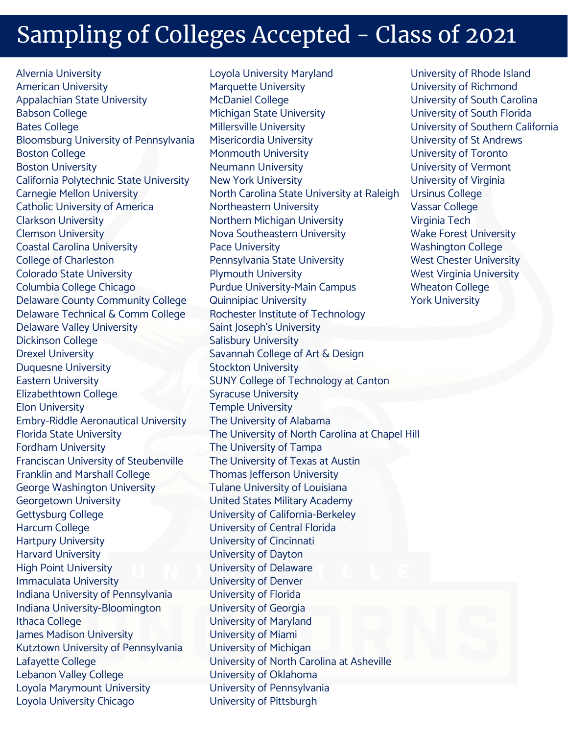# Sampling of Colleges Accepted - Class of 2021

Alvernia University
American University
Appalachian State University
Babson College
Bates College
Bloomsburg University of Pennsylvania
Boston College
Boston University
California Polytechnic State University
Carnegie Mellon University
Catholic University of America
Clarkson University
Clemson University
Coastal Carolina University
College of Charleston
Colorado State University
Columbia College Chicago
Delaware County Community College
Delaware Technical & Comm College
Delaware Valley University
Dickinson College
Drexel University
Duquesne University
Eastern University
Elizabethtown College
Elon University
Embry-Riddle Aeronautical University
Florida State University
Fordham University
Franciscan University of Steubenville
Franklin and Marshall College
George Washington University
Georgetown University
Gettysburg College
Harcum College
Hartpury University
Harvard University
High Point University
Immaculata University
Indiana University of Pennsylvania
Indiana University-Bloomington
Ithaca College
James Madison University
Kutztown University of Pennsylvania
Lafayette College
Lebanon Valley College
Loyola Marymount University
Loyola University Chicago
Loyola University Maryland
Marquette University
McDaniel College
Michigan State University
Millersville University
Misericordia University
Monmouth University
Neumann University
New York University
North Carolina State University at Raleigh
Northeastern University
Northern Michigan University
Nova Southeastern University
Pace University
Pennsylvania State University
Plymouth University
Purdue University-Main Campus
Quinnipiac University
Rochester Institute of Technology
Saint Joseph's University
Salisbury University
Savannah College of Art & Design
Stockton University
SUNY College of Technology at Canton
Syracuse University
Temple University
The University of Alabama
The University of North Carolina at Chapel Hill
The University of Tampa
The University of Texas at Austin
Thomas Jefferson University
Tulane University of Louisiana
United States Military Academy
University of California-Berkeley
University of Central Florida
University of Cincinnati
University of Dayton
University of Delaware
University of Denver
University of Florida
University of Georgia
University of Maryland
University of Miami
University of Michigan
University of North Carolina at Asheville
University of Oklahoma
University of Pennsylvania
University of Pittsburgh
University of Rhode Island
University of Richmond
University of South Carolina
University of South Florida
University of Southern California
University of St Andrews
University of Toronto
University of Vermont
University of Virginia
Ursinus College
Vassar College
Virginia Tech
Wake Forest University
Washington College
West Chester University
West Virginia University
Wheaton College
York University